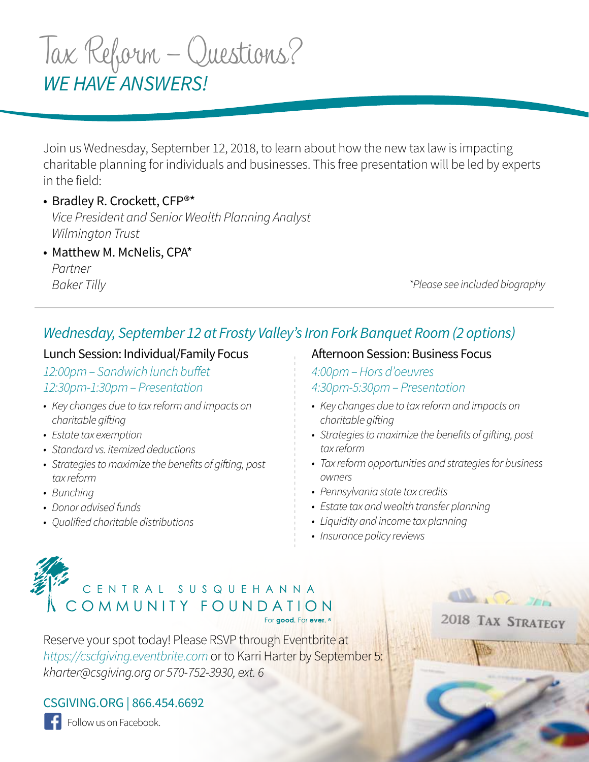# Tax Reform – Questions?

## *WE HAVE ANSWERS!*

Join us Wednesday, September 12, 2018, to learn about how the new tax law is impacting charitable planning for individuals and businesses. This free presentation will be led by experts in the field:

- Bradley R. Crockett, CFP®*
  *Vice President and Senior Wealth Planning Analyst*
  *Wilmington Trust*
- Matthew M. McNelis, CPA*
  *Partner*
  *Baker Tilly*

*\*Please see included biography*

## *Wednesday, September 12 at Frosty Valley's Iron Fork Banquet Room (2 options)*

### Lunch Session: Individual/Family Focus

*12:00pm – Sandwich lunch buffet*
*12:30pm-1:30pm – Presentation*

- *Key changes due to tax reform and impacts on charitable gifting*
- *Estate tax exemption*
- *Standard vs. itemized deductions*
- *Strategies to maximize the benefits of gifting, post tax reform*
- *Bunching*
- *Donor advised funds*
- *Qualified charitable distributions*

### Afternoon Session: Business Focus

*4:00pm – Hors d'oeuvres*
*4:30pm-5:30pm – Presentation*

- *Key changes due to tax reform and impacts on charitable gifting*
- *Strategies to maximize the benefits of gifting, post tax reform*
- *Tax reform opportunities and strategies for business owners*
- *Pennsylvania state tax credits*
- *Estate tax and wealth transfer planning*
- *Liquidity and income tax planning*
- *Insurance policy reviews*

CENTRAL SUSQUEHANNA COMMUNITY FOUNDATION
For **good.** For **ever.** ®

2018 TAX STRATEGY

Reserve your spot today! Please RSVP through Eventbrite at *https://cscfgiving.eventbrite.com* or to Karri Harter by September 5: *kharter@csgiving.org or 570-752-3930, ext. 6*

CSGIVING.ORG | 866.454.6692

Follow us on Facebook.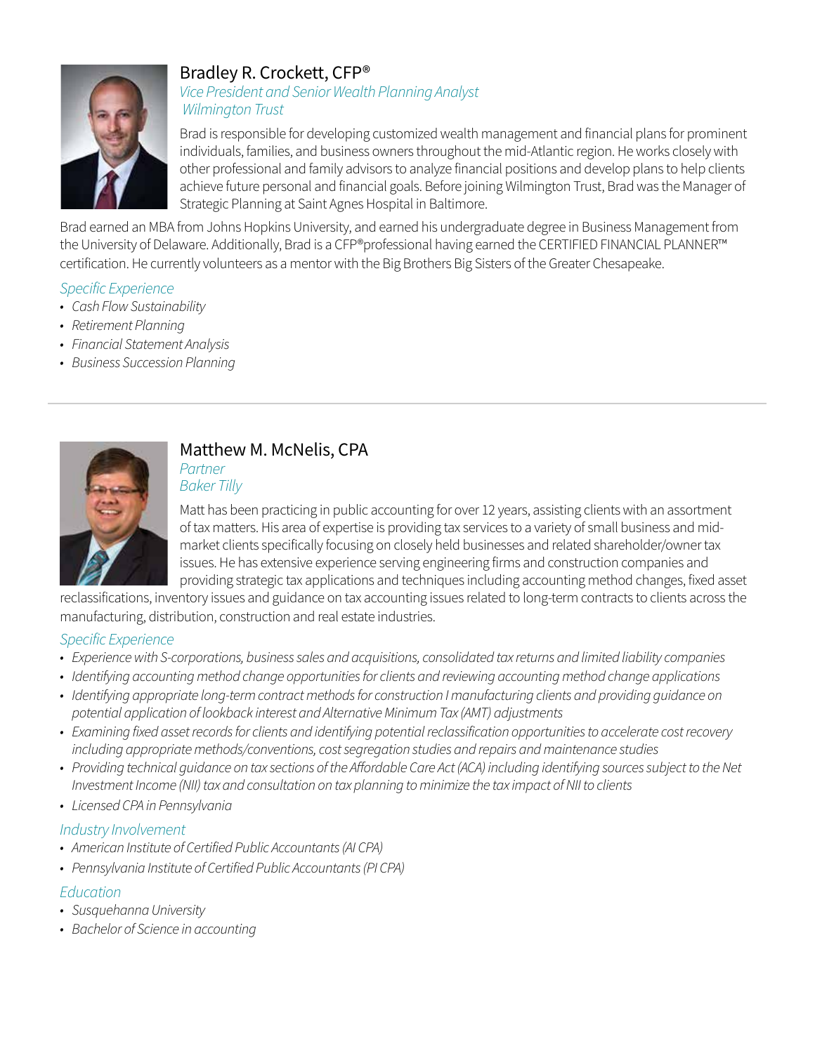## Bradley R. Crockett, CFP®

*Vice President and Senior Wealth Planning Analyst*
*Wilmington Trust*

Brad is responsible for developing customized wealth management and financial plans for prominent individuals, families, and business owners throughout the mid-Atlantic region. He works closely with other professional and family advisors to analyze financial positions and develop plans to help clients achieve future personal and financial goals. Before joining Wilmington Trust, Brad was the Manager of Strategic Planning at Saint Agnes Hospital in Baltimore.

Brad earned an MBA from Johns Hopkins University, and earned his undergraduate degree in Business Management from the University of Delaware. Additionally, Brad is a CFP®professional having earned the CERTIFIED FINANCIAL PLANNER™ certification. He currently volunteers as a mentor with the Big Brothers Big Sisters of the Greater Chesapeake.

### Specific Experience

- *Cash Flow Sustainability*
- *Retirement Planning*
- *Financial Statement Analysis*
- *Business Succession Planning*

---

## Matthew M. McNelis, CPA

*Partner*
*Baker Tilly*

Matt has been practicing in public accounting for over 12 years, assisting clients with an assortment of tax matters. His area of expertise is providing tax services to a variety of small business and mid-market clients specifically focusing on closely held businesses and related shareholder/owner tax issues. He has extensive experience serving engineering firms and construction companies and providing strategic tax applications and techniques including accounting method changes, fixed asset reclassifications, inventory issues and guidance on tax accounting issues related to long-term contracts to clients across the manufacturing, distribution, construction and real estate industries.

### Specific Experience

- *Experience with S-corporations, business sales and acquisitions, consolidated tax returns and limited liability companies*
- *Identifying accounting method change opportunities for clients and reviewing accounting method change applications*
- *Identifying appropriate long-term contract methods for construction I manufacturing clients and providing guidance on potential application of lookback interest and Alternative Minimum Tax (AMT) adjustments*
- *Examining fixed asset records for clients and identifying potential reclassification opportunities to accelerate cost recovery including appropriate methods/conventions, cost segregation studies and repairs and maintenance studies*
- *Providing technical guidance on tax sections of the Affordable Care Act (ACA) including identifying sources subject to the Net Investment Income (NII) tax and consultation on tax planning to minimize the tax impact of NII to clients*
- *Licensed CPA in Pennsylvania*

### Industry Involvement

- *American Institute of Certified Public Accountants (AI CPA)*
- *Pennsylvania Institute of Certified Public Accountants (PI CPA)*

### Education

- *Susquehanna University*
- *Bachelor of Science in accounting*